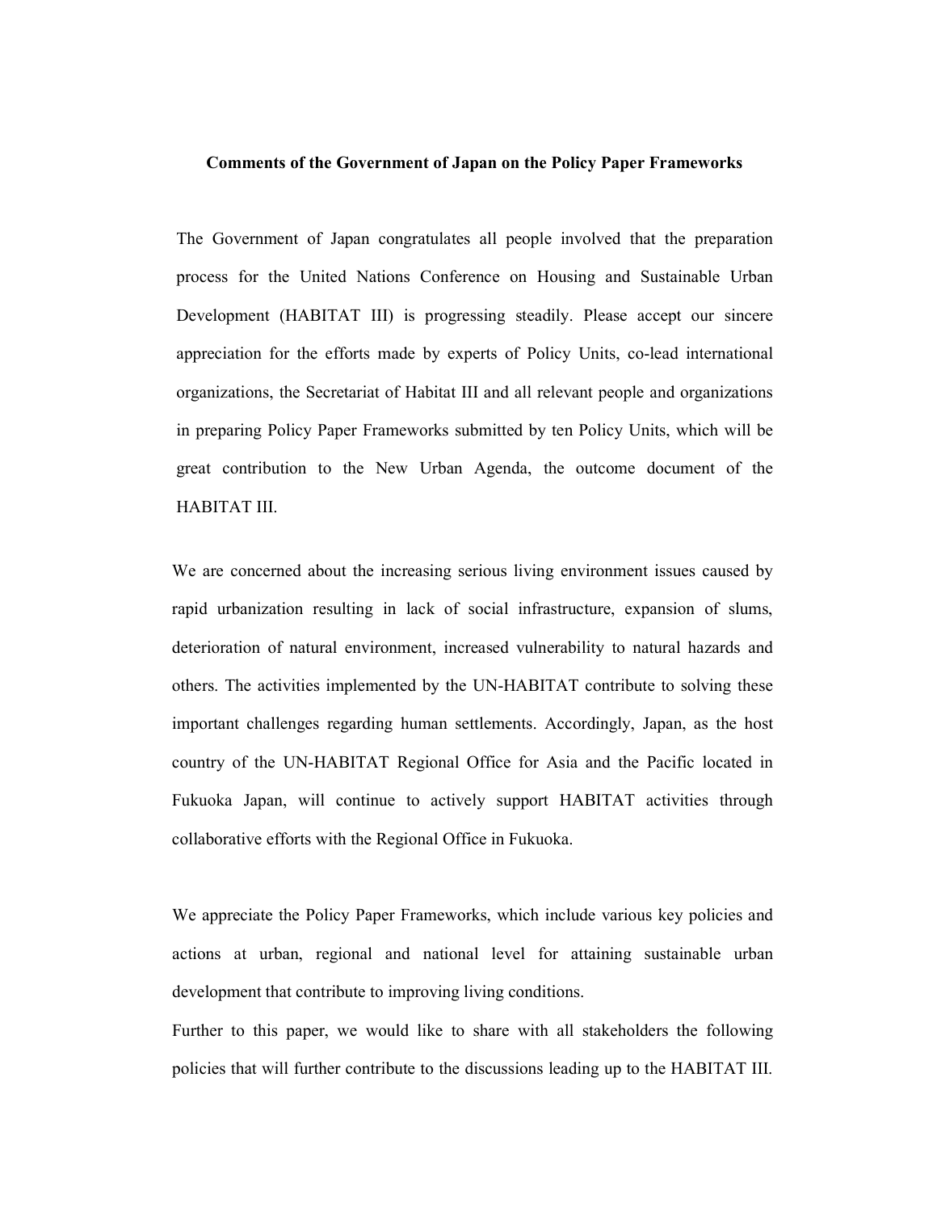**Comments of the Government of Japan on the Policy Paper Frameworks**

The Government of Japan congratulates all people involved that the preparation process for the United Nations Conference on Housing and Sustainable Urban Development (HABITAT III) is progressing steadily. Please accept our sincere appreciation for the efforts made by experts of Policy Units, co-lead international organizations, the Secretariat of Habitat III and all relevant people and organizations in preparing Policy Paper Frameworks submitted by ten Policy Units, which will be great contribution to the New Urban Agenda, the outcome document of the HABITAT III.

We are concerned about the increasing serious living environment issues caused by rapid urbanization resulting in lack of social infrastructure, expansion of slums, deterioration of natural environment, increased vulnerability to natural hazards and others. The activities implemented by the UN-HABITAT contribute to solving these important challenges regarding human settlements. Accordingly, Japan, as the host country of the UN-HABITAT Regional Office for Asia and the Pacific located in Fukuoka Japan, will continue to actively support HABITAT activities through collaborative efforts with the Regional Office in Fukuoka.

We appreciate the Policy Paper Frameworks, which include various key policies and actions at urban, regional and national level for attaining sustainable urban development that contribute to improving living conditions.

Further to this paper, we would like to share with all stakeholders the following policies that will further contribute to the discussions leading up to the HABITAT III.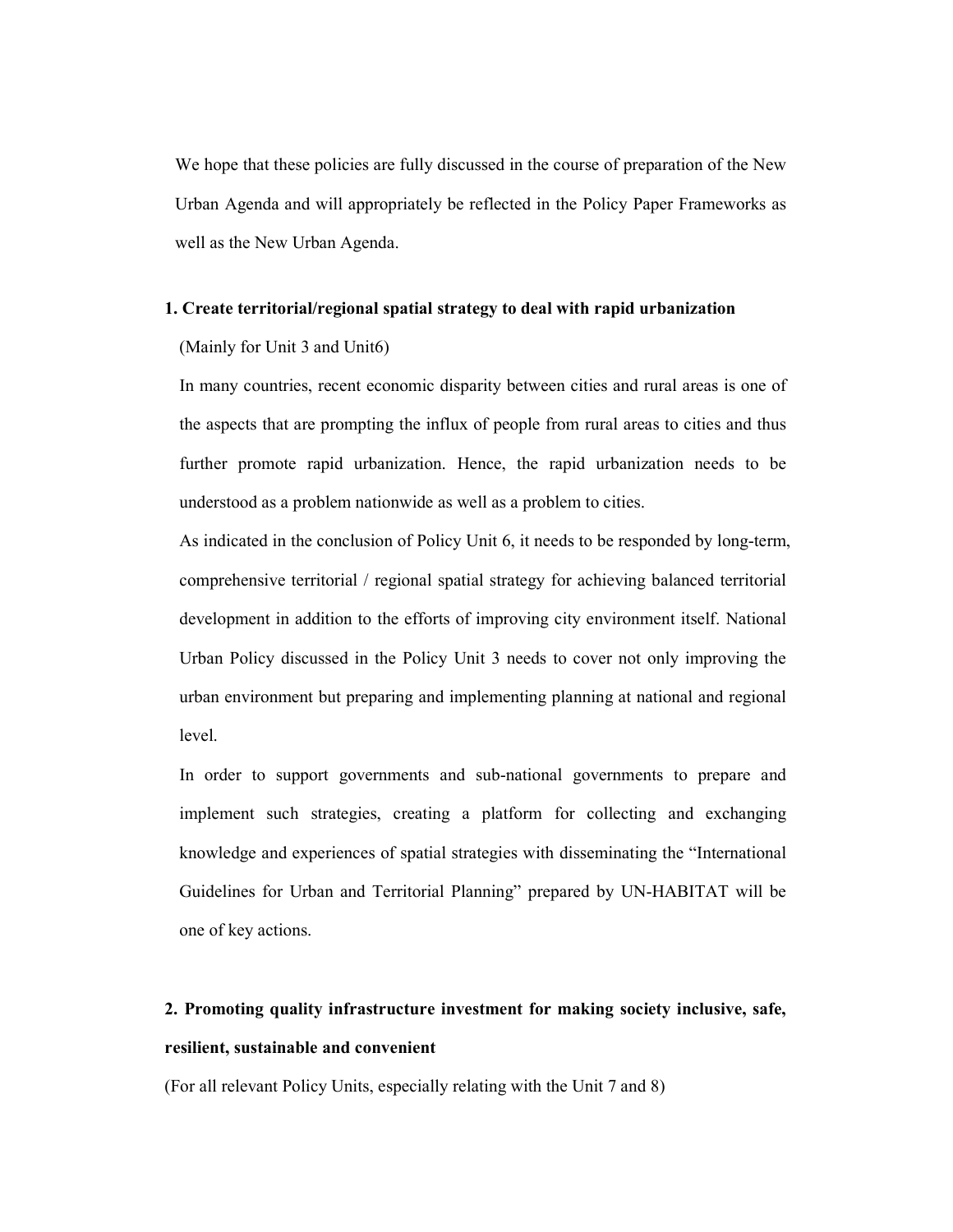We hope that these policies are fully discussed in the course of preparation of the New Urban Agenda and will appropriately be reflected in the Policy Paper Frameworks as well as the New Urban Agenda.

## 1. Create territorial/regional spatial strategy to deal with rapid urbanization

(Mainly for Unit 3 and Unit6)

In many countries, recent economic disparity between cities and rural areas is one of the aspects that are prompting the influx of people from rural areas to cities and thus further promote rapid urbanization. Hence, the rapid urbanization needs to be understood as a problem nationwide as well as a problem to cities.

As indicated in the conclusion of Policy Unit 6, it needs to be responded by long-term, comprehensive territorial / regional spatial strategy for achieving balanced territorial development in addition to the efforts of improving city environment itself. National Urban Policy discussed in the Policy Unit 3 needs to cover not only improving the urban environment but preparing and implementing planning at national and regional level.

In order to support governments and sub-national governments to prepare and implement such strategies, creating a platform for collecting and exchanging knowledge and experiences of spatial strategies with disseminating the "International Guidelines for Urban and Territorial Planning" prepared by UN-HABITAT will be one of key actions.

## 2. Promoting quality infrastructure investment for making society inclusive, safe, resilient, sustainable and convenient

(For all relevant Policy Units, especially relating with the Unit 7 and 8)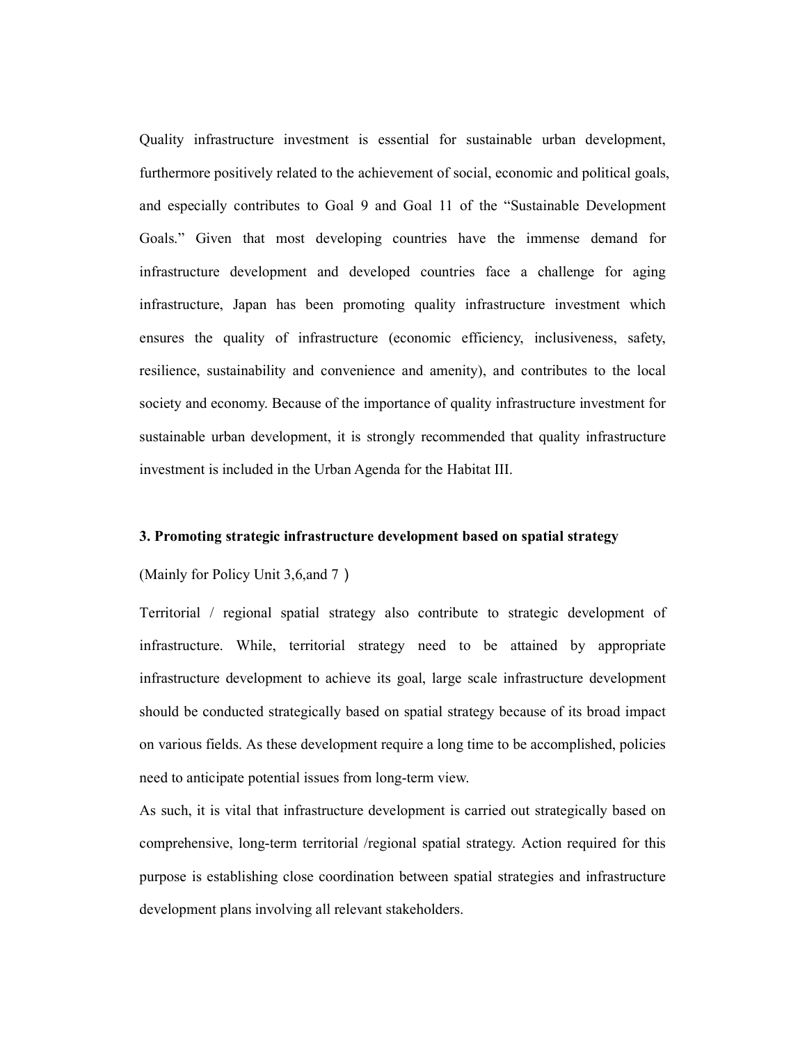Quality infrastructure investment is essential for sustainable urban development, furthermore positively related to the achievement of social, economic and political goals, and especially contributes to Goal 9 and Goal 11 of the "Sustainable Development Goals." Given that most developing countries have the immense demand for infrastructure development and developed countries face a challenge for aging infrastructure, Japan has been promoting quality infrastructure investment which ensures the quality of infrastructure (economic efficiency, inclusiveness, safety, resilience, sustainability and convenience and amenity), and contributes to the local society and economy. Because of the importance of quality infrastructure investment for sustainable urban development, it is strongly recommended that quality infrastructure investment is included in the Urban Agenda for the Habitat III.

**3. Promoting strategic infrastructure development based on spatial strategy**

(Mainly for Policy Unit 3,6,and 7）

Territorial / regional spatial strategy also contribute to strategic development of infrastructure. While, territorial strategy need to be attained by appropriate infrastructure development to achieve its goal, large scale infrastructure development should be conducted strategically based on spatial strategy because of its broad impact on various fields. As these development require a long time to be accomplished, policies need to anticipate potential issues from long-term view.

As such, it is vital that infrastructure development is carried out strategically based on comprehensive, long-term territorial /regional spatial strategy. Action required for this purpose is establishing close coordination between spatial strategies and infrastructure development plans involving all relevant stakeholders.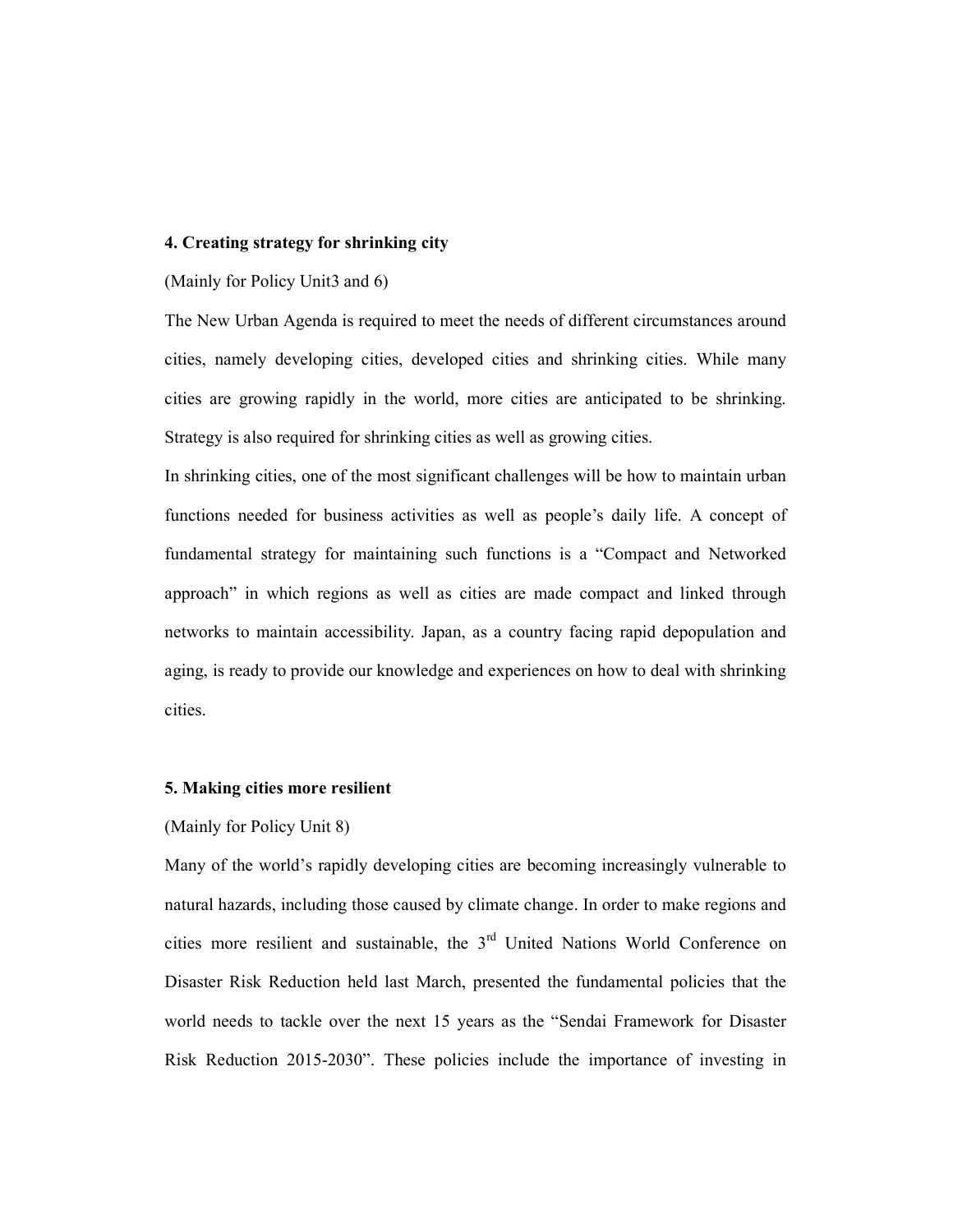**4. Creating strategy for shrinking city**

(Mainly for Policy Unit3 and 6)

The New Urban Agenda is required to meet the needs of different circumstances around cities, namely developing cities, developed cities and shrinking cities. While many cities are growing rapidly in the world, more cities are anticipated to be shrinking. Strategy is also required for shrinking cities as well as growing cities.

In shrinking cities, one of the most significant challenges will be how to maintain urban functions needed for business activities as well as people's daily life. A concept of fundamental strategy for maintaining such functions is a "Compact and Networked approach" in which regions as well as cities are made compact and linked through networks to maintain accessibility. Japan, as a country facing rapid depopulation and aging, is ready to provide our knowledge and experiences on how to deal with shrinking cities.

**5. Making cities more resilient**

(Mainly for Policy Unit 8)

Many of the world's rapidly developing cities are becoming increasingly vulnerable to natural hazards, including those caused by climate change. In order to make regions and cities more resilient and sustainable, the 3rd United Nations World Conference on Disaster Risk Reduction held last March, presented the fundamental policies that the world needs to tackle over the next 15 years as the "Sendai Framework for Disaster Risk Reduction 2015-2030". These policies include the importance of investing in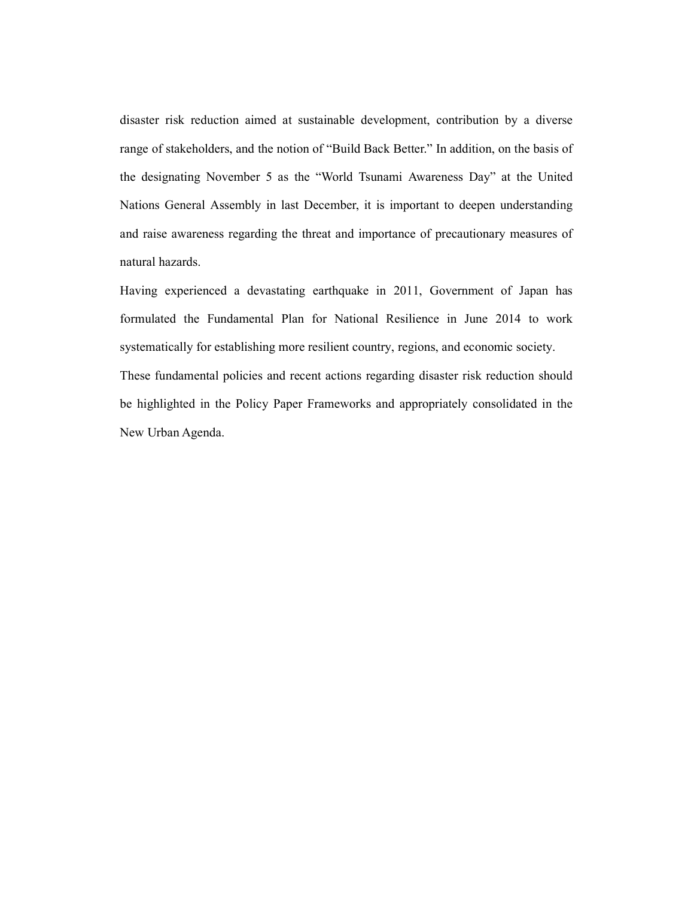disaster risk reduction aimed at sustainable development, contribution by a diverse range of stakeholders, and the notion of "Build Back Better." In addition, on the basis of the designating November 5 as the "World Tsunami Awareness Day" at the United Nations General Assembly in last December, it is important to deepen understanding and raise awareness regarding the threat and importance of precautionary measures of natural hazards.

Having experienced a devastating earthquake in 2011, Government of Japan has formulated the Fundamental Plan for National Resilience in June 2014 to work systematically for establishing more resilient country, regions, and economic society.

These fundamental policies and recent actions regarding disaster risk reduction should be highlighted in the Policy Paper Frameworks and appropriately consolidated in the New Urban Agenda.